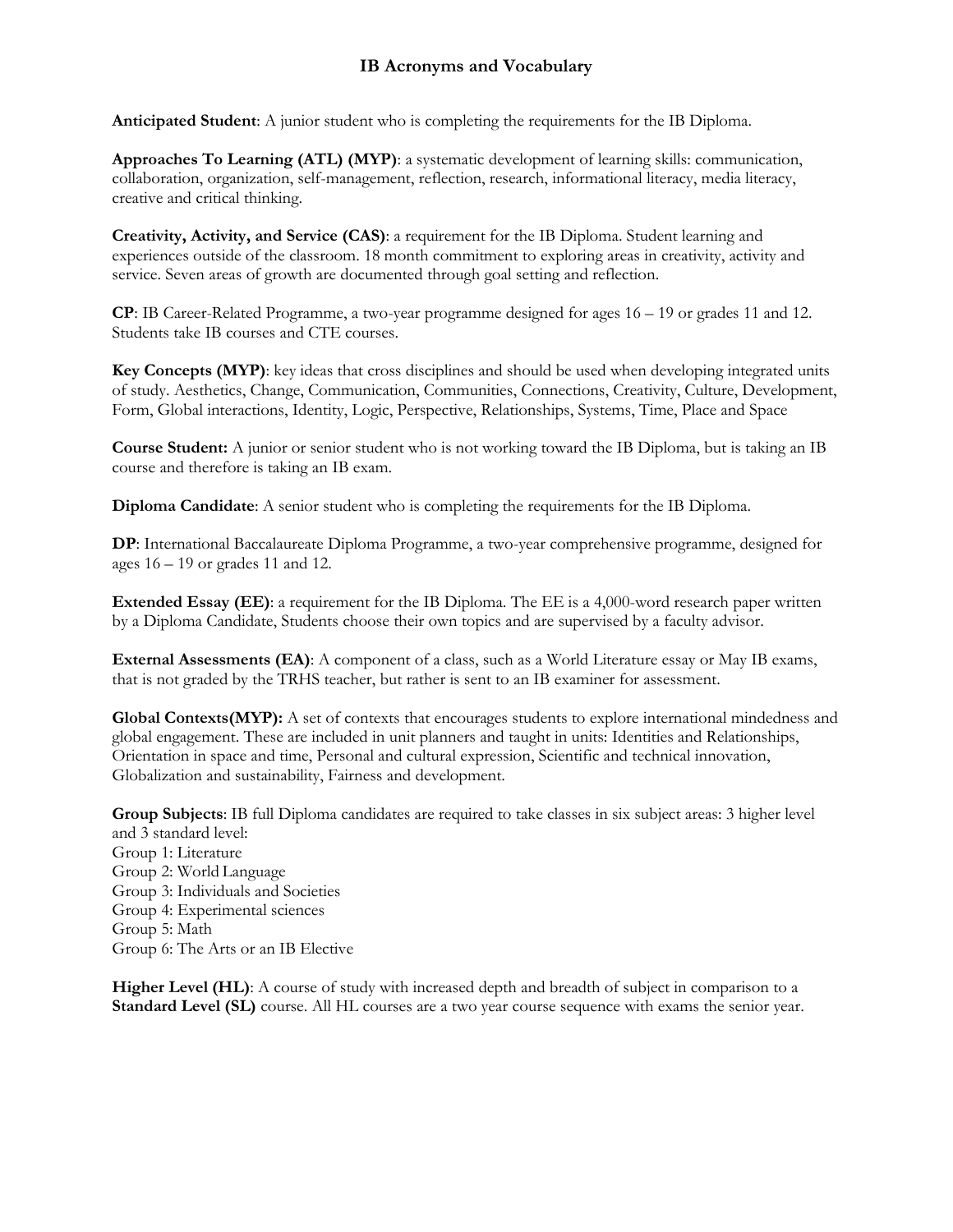# IB Acronyms and Vocabulary

**Anticipated Student**: A junior student who is completing the requirements for the IB Diploma.

**Approaches To Learning (ATL) (MYP)**: a systematic development of learning skills: communication, collaboration, organization, self-management, reflection, research, informational literacy, media literacy, creative and critical thinking.

**Creativity, Activity, and Service (CAS)**: a requirement for the IB Diploma. Student learning and experiences outside of the classroom. 18 month commitment to exploring areas in creativity, activity and service. Seven areas of growth are documented through goal setting and reflection.

**CP**: IB Career-Related Programme, a two-year programme designed for ages 16 – 19 or grades 11 and 12. Students take IB courses and CTE courses.

**Key Concepts (MYP)**: key ideas that cross disciplines and should be used when developing integrated units of study. Aesthetics, Change, Communication, Communities, Connections, Creativity, Culture, Development, Form, Global interactions, Identity, Logic, Perspective, Relationships, Systems, Time, Place and Space

**Course Student:** A junior or senior student who is not working toward the IB Diploma, but is taking an IB course and therefore is taking an IB exam.

**Diploma Candidate**: A senior student who is completing the requirements for the IB Diploma.

**DP**: International Baccalaureate Diploma Programme, a two-year comprehensive programme, designed for ages 16 – 19 or grades 11 and 12.

**Extended Essay (EE)**: a requirement for the IB Diploma. The EE is a 4,000-word research paper written by a Diploma Candidate, Students choose their own topics and are supervised by a faculty advisor.

**External Assessments (EA)**: A component of a class, such as a World Literature essay or May IB exams, that is not graded by the TRHS teacher, but rather is sent to an IB examiner for assessment.

**Global Contexts(MYP):** A set of contexts that encourages students to explore international mindedness and global engagement. These are included in unit planners and taught in units: Identities and Relationships, Orientation in space and time, Personal and cultural expression, Scientific and technical innovation, Globalization and sustainability, Fairness and development.

**Group Subjects**: IB full Diploma candidates are required to take classes in six subject areas: 3 higher level and 3 standard level:
Group 1: Literature
Group 2: World Language
Group 3: Individuals and Societies
Group 4: Experimental sciences
Group 5: Math
Group 6: The Arts or an IB Elective

**Higher Level (HL)**: A course of study with increased depth and breadth of subject in comparison to a **Standard Level (SL)** course. All HL courses are a two year course sequence with exams the senior year.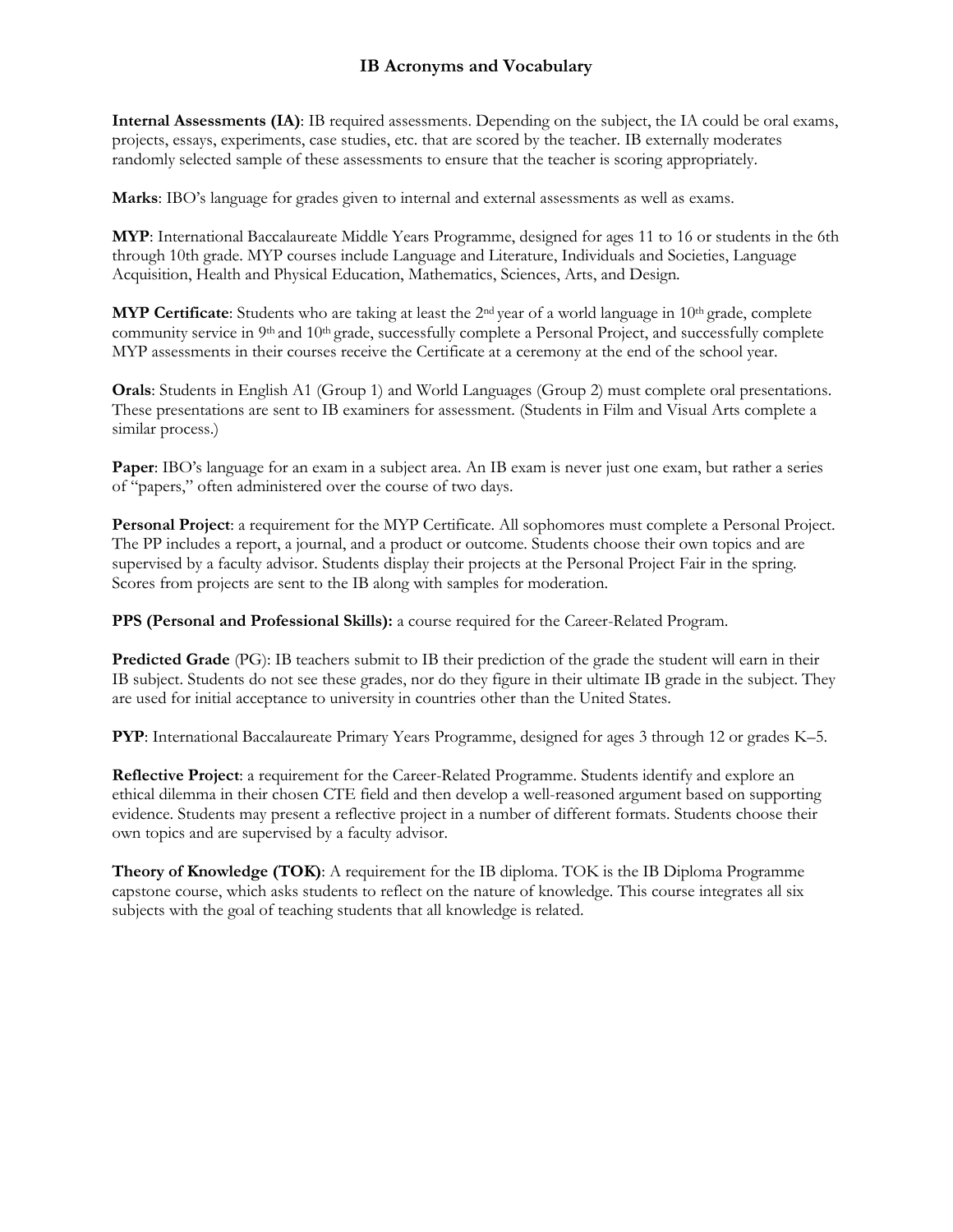# IB Acronyms and Vocabulary

**Internal Assessments (IA)**: IB required assessments. Depending on the subject, the IA could be oral exams, projects, essays, experiments, case studies, etc. that are scored by the teacher. IB externally moderates randomly selected sample of these assessments to ensure that the teacher is scoring appropriately.

**Marks**: IBO's language for grades given to internal and external assessments as well as exams.

**MYP**: International Baccalaureate Middle Years Programme, designed for ages 11 to 16 or students in the 6th through 10th grade. MYP courses include Language and Literature, Individuals and Societies, Language Acquisition, Health and Physical Education, Mathematics, Sciences, Arts, and Design.

**MYP Certificate**: Students who are taking at least the 2nd year of a world language in 10th grade, complete community service in 9th and 10th grade, successfully complete a Personal Project, and successfully complete MYP assessments in their courses receive the Certificate at a ceremony at the end of the school year.

**Orals**: Students in English A1 (Group 1) and World Languages (Group 2) must complete oral presentations. These presentations are sent to IB examiners for assessment. (Students in Film and Visual Arts complete a similar process.)

**Paper**: IBO's language for an exam in a subject area. An IB exam is never just one exam, but rather a series of "papers," often administered over the course of two days.

**Personal Project**: a requirement for the MYP Certificate. All sophomores must complete a Personal Project. The PP includes a report, a journal, and a product or outcome. Students choose their own topics and are supervised by a faculty advisor. Students display their projects at the Personal Project Fair in the spring. Scores from projects are sent to the IB along with samples for moderation.

**PPS (Personal and Professional Skills):** a course required for the Career-Related Program.

**Predicted Grade** (PG): IB teachers submit to IB their prediction of the grade the student will earn in their IB subject. Students do not see these grades, nor do they figure in their ultimate IB grade in the subject. They are used for initial acceptance to university in countries other than the United States.

**PYP**: International Baccalaureate Primary Years Programme, designed for ages 3 through 12 or grades K–5.

**Reflective Project**: a requirement for the Career-Related Programme. Students identify and explore an ethical dilemma in their chosen CTE field and then develop a well-reasoned argument based on supporting evidence. Students may present a reflective project in a number of different formats. Students choose their own topics and are supervised by a faculty advisor.

**Theory of Knowledge (TOK)**: A requirement for the IB diploma. TOK is the IB Diploma Programme capstone course, which asks students to reflect on the nature of knowledge. This course integrates all six subjects with the goal of teaching students that all knowledge is related.